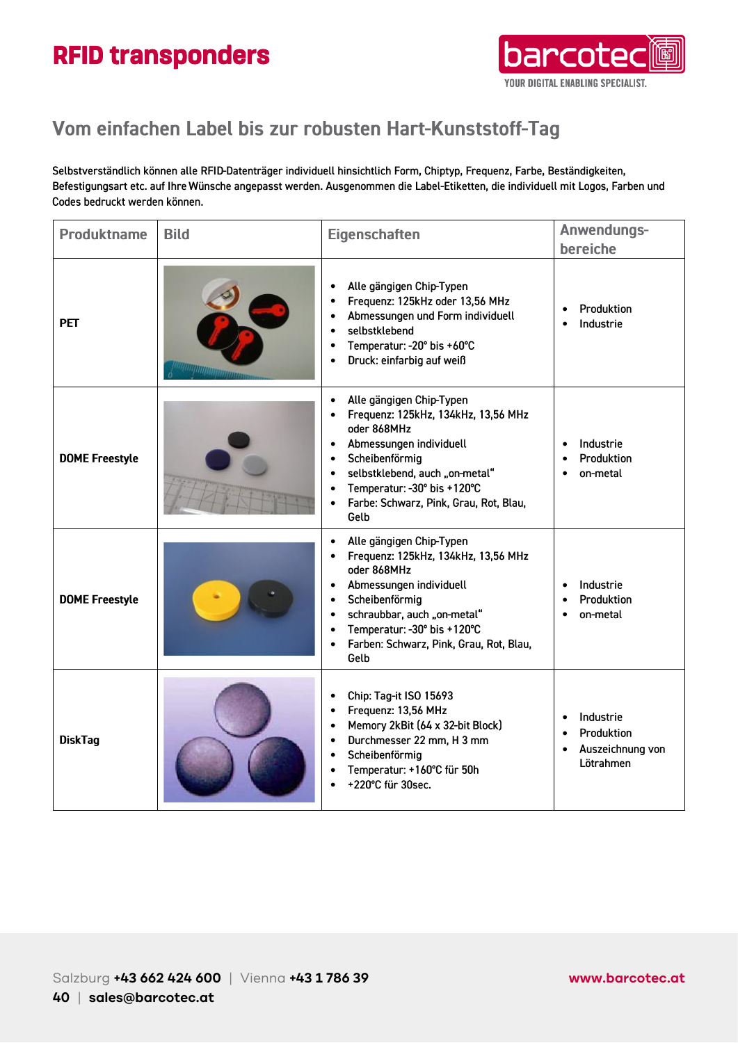# RFID transponders

## Vom einfachen Label bis zur robusten Hart-Kunststoff-Tag

Selbstverständlich können alle RFID-Datenträger individuell hinsichtlich Form, Chiptyp, Frequenz, Farbe, Beständigkeiten, Befestigungsart etc. auf Ihre Wünsche angepasst werden. Ausgenommen die Label-Etiketten, die individuell mit Logos, Farben und Codes bedruckt werden können.

| Produktname | Bild | Eigenschaften | Anwendungs-bereiche |
|---|---|---|---|
| **PET** | | • Alle gängigen Chip-Typen<br>• Frequenz: 125kHz oder 13,56 MHz<br>• Abmessungen und Form individuell<br>• selbstklebend<br>• Temperatur: -20° bis +60°C<br>• Druck: einfarbig auf weiß | • Produktion<br>• Industrie |
| **DOME Freestyle** | | • Alle gängigen Chip-Typen<br>• Frequenz: 125kHz, 134kHz, 13,56 MHz oder 868MHz<br>• Abmessungen individuell<br>• Scheibenförmig<br>• selbstklebend, auch „on-metal"<br>• Temperatur: -30° bis +120°C<br>• Farbe: Schwarz, Pink, Grau, Rot, Blau, Gelb | • Industrie<br>• Produktion<br>• on-metal |
| **DOME Freestyle** | | • Alle gängigen Chip-Typen<br>• Frequenz: 125kHz, 134kHz, 13,56 MHz oder 868MHz<br>• Abmessungen individuell<br>• Scheibenförmig<br>• schraubbar, auch „on-metal"<br>• Temperatur: -30° bis +120°C<br>• Farben: Schwarz, Pink, Grau, Rot, Blau, Gelb | • Industrie<br>• Produktion<br>• on-metal |
| **DiskTag** | | • Chip: Tag-it ISO 15693<br>• Frequenz: 13,56 MHz<br>• Memory 2kBit (64 x 32-bit Block)<br>• Durchmesser 22 mm, H 3 mm<br>• Scheibenförmig<br>• Temperatur: +160°C für 50h<br>• +220°C für 30sec. | • Industrie<br>• Produktion<br>• Auszeichnung von Lötrahmen |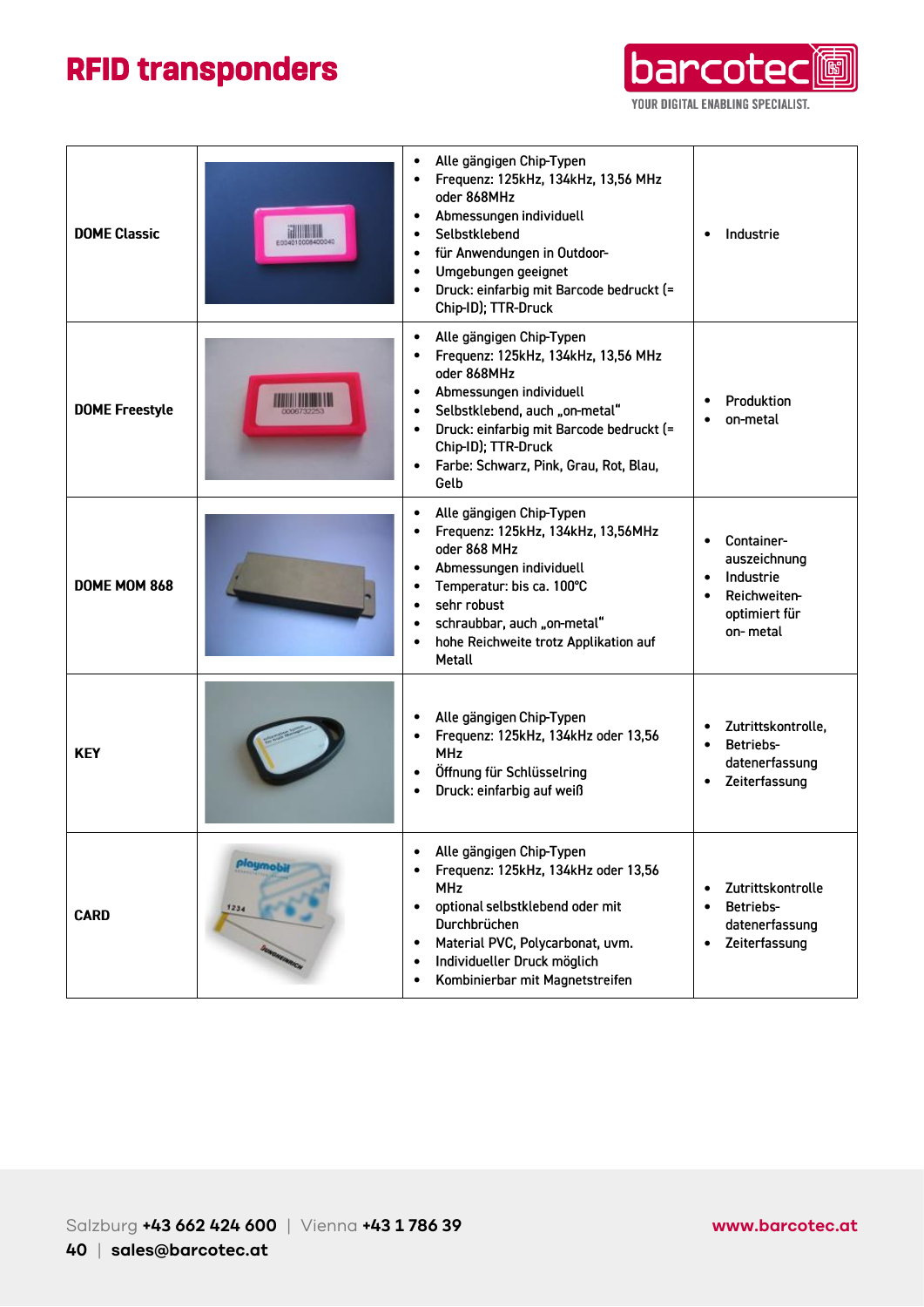# RFID transponders

| | | | |
|---|---|---|---|
| **DOME Classic** | | • Alle gängigen Chip-Typen<br>• Frequenz: 125kHz, 134kHz, 13,56 MHz oder 868MHz<br>• Abmessungen individuell<br>• Selbstklebend<br>• für Anwendungen in Outdoor-Umgebungen geeignet<br>• Druck: einfarbig mit Barcode bedruckt (= Chip-ID); TTR-Druck | • Industrie |
| **DOME Freestyle** | | • Alle gängigen Chip-Typen<br>• Frequenz: 125kHz, 134kHz, 13,56 MHz oder 868MHz<br>• Abmessungen individuell<br>• Selbstklebend, auch „on-metal"<br>• Druck: einfarbig mit Barcode bedruckt (= Chip-ID); TTR-Druck<br>• Farbe: Schwarz, Pink, Grau, Rot, Blau, Gelb | • Produktion<br>• on-metal |
| **DOME MOM 868** | | • Alle gängigen Chip-Typen<br>• Frequenz: 125kHz, 134kHz, 13,56MHz oder 868 MHz<br>• Abmessungen individuell<br>• Temperatur: bis ca. 100°C<br>• sehr robust<br>• schraubbar, auch „on-metal"<br>• hohe Reichweite trotz Applikation auf Metall | • Container-auszeichnung<br>• Industrie<br>• Reichweiten-optimiert für on- metal |
| **KEY** | | • Alle gängigen Chip-Typen<br>• Frequenz: 125kHz, 134kHz oder 13,56 MHz<br>• Öffnung für Schlüsselring<br>• Druck: einfarbig auf weiß | • Zutrittskontrolle,<br>• Betriebs-datenerfassung<br>• Zeiterfassung |
| **CARD** | | • Alle gängigen Chip-Typen<br>• Frequenz: 125kHz, 134kHz oder 13,56 MHz<br>• optional selbstklebend oder mit Durchbrüchen<br>• Material PVC, Polycarbonat, uvm.<br>• Individueller Druck möglich<br>• Kombinierbar mit Magnetstreifen | • Zutrittskontrolle<br>• Betriebs-datenerfassung<br>• Zeiterfassung |

Salzburg **+43 662 424 600** | Vienna **+43 1 786 39**
**sales@barcotec.at**
**www.barcotec.at**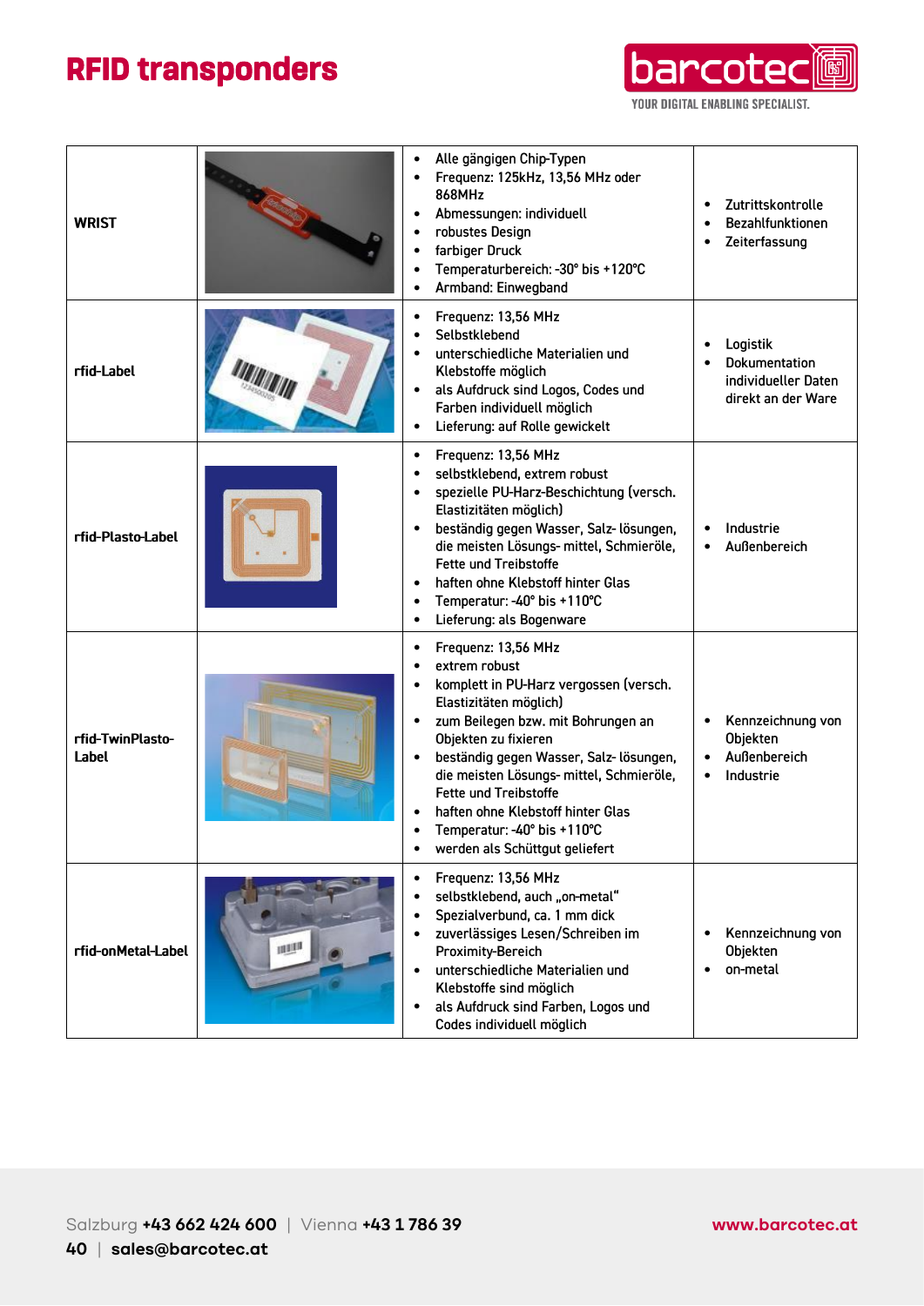# RFID transponders

| | | | |
|---|---|---|---|
| **WRIST** | | • Alle gängigen Chip-Typen<br>• Frequenz: 125kHz, 13,56 MHz oder 868MHz<br>• Abmessungen: individuell<br>• robustes Design<br>• farbiger Druck<br>• Temperaturbereich: -30° bis +120°C<br>• Armband: Einwegband | • Zutrittskontrolle<br>• Bezahlfunktionen<br>• Zeiterfassung |
| **rfid-Label** | | • Frequenz: 13,56 MHz<br>• Selbstklebend<br>• unterschiedliche Materialien und Klebstoffe möglich<br>• als Aufdruck sind Logos, Codes und Farben individuell möglich<br>• Lieferung: auf Rolle gewickelt | • Logistik<br>• Dokumentation individueller Daten direkt an der Ware |
| **rfid-Plasto-Label** | | • Frequenz: 13,56 MHz<br>• selbstklebend, extrem robust<br>• spezielle PU-Harz-Beschichtung (versch. Elastizitäten möglich)<br>• beständig gegen Wasser, Salz- lösungen, die meisten Lösungs- mittel, Schmieröle, Fette und Treibstoffe<br>• haften ohne Klebstoff hinter Glas<br>• Temperatur: -40° bis +110°C<br>• Lieferung: als Bogenware | • Industrie<br>• Außenbereich |
| **rfid-TwinPlasto-Label** | | • Frequenz: 13,56 MHz<br>• extrem robust<br>• komplett in PU-Harz vergossen (versch. Elastizitäten möglich)<br>• zum Beilegen bzw. mit Bohrungen an Objekten zu fixieren<br>• beständig gegen Wasser, Salz- lösungen, die meisten Lösungs- mittel, Schmieröle, Fette und Treibstoffe<br>• haften ohne Klebstoff hinter Glas<br>• Temperatur: -40° bis +110°C<br>• werden als Schüttgut geliefert | • Kennzeichnung von Objekten<br>• Außenbereich<br>• Industrie |
| **rfid-onMetal-Label** | | • Frequenz: 13,56 MHz<br>• selbstklebend, auch „on-metal"<br>• Spezialverbund, ca. 1 mm dick<br>• zuverlässiges Lesen/Schreiben im Proximity-Bereich<br>• unterschiedliche Materialien und Klebstoffe sind möglich<br>• als Aufdruck sind Farben, Logos und Codes individuell möglich | • Kennzeichnung von Objekten<br>• on-metal |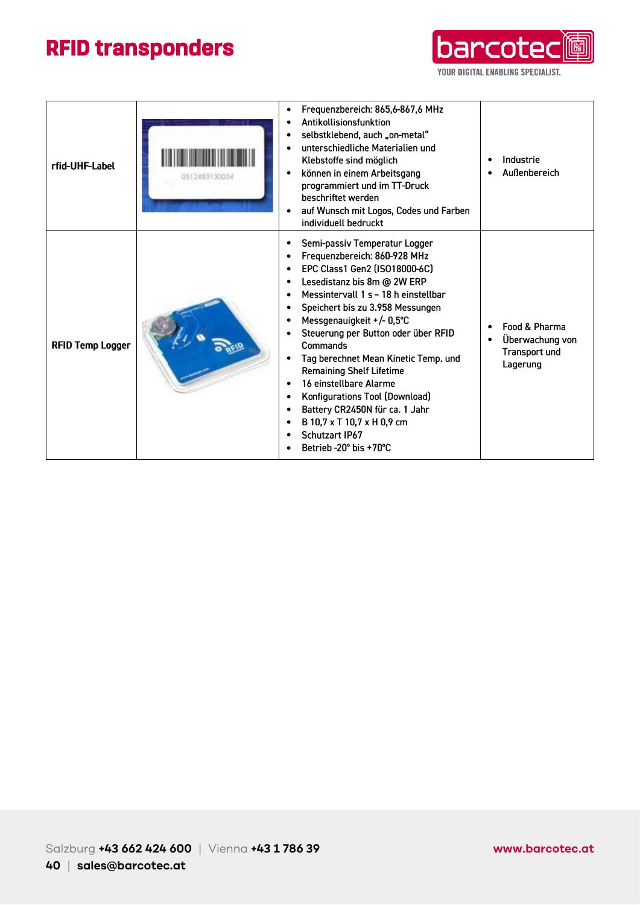# RFID transponders

| | | | |
|---|---|---|---|
| **rfid-UHF-Label** | | • Frequenzbereich: 865,6-867,6 MHz<br>• Antikollisionsfunktion<br>• selbstklebend, auch „on-metal"<br>• unterschiedliche Materialien und Klebstoffe sind möglich<br>• können in einem Arbeitsgang programmiert und im TT-Druck beschriftet werden<br>• auf Wunsch mit Logos, Codes und Farben individuell bedruckt | • Industrie<br>• Außenbereich |
| **RFID Temp Logger** | | • Semi-passiv Temperatur Logger<br>• Frequenzbereich: 860-928 MHz<br>• EPC Class1 Gen2 (ISO18000-6C)<br>• Lesedistanz bis 8m @ 2W ERP<br>• Messintervall 1 s – 18 h einstellbar<br>• Speichert bis zu 3.958 Messungen<br>• Messgenauigkeit +/- 0,5°C<br>• Steuerung per Button oder über RFID Commands<br>• Tag berechnet Mean Kinetic Temp. und Remaining Shelf Lifetime<br>• 16 einstellbare Alarme<br>• Konfigurations Tool (Download)<br>• Battery CR2450N für ca. 1 Jahr<br>• B 10,7 x T 10,7 x H 0,9 cm<br>• Schutzart IP67<br>• Betrieb -20° bis +70°C | • Food & Pharma<br>• Überwachung von Transport und Lagerung |